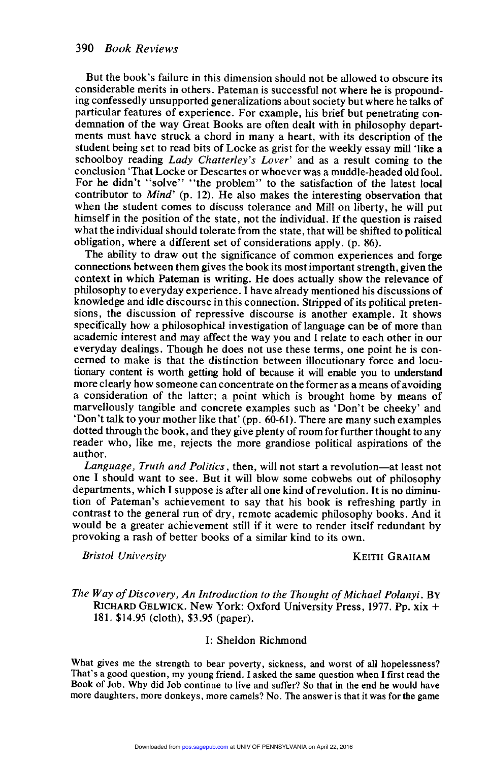But the book's failure in this dimension should not be allowed to obscure its considerable merits in others. Pateman is successful not where he is propounding confessedly unsupported generalizations about society but where he talks of particular features of experience. For example, his brief but penetrating condemnation of the way Great Books are often dealt with in philosophy departments must have struck a chord in many a heart, with its description of the student being set to read bits of Locke as grist for the weekly essay mill 'like a schoolboy reading *Lady Chatterley's Lover*' and as a result coming to the conclusion 'That Locke or Descartes or whoever was a muddle-headed old fool. For he didn't "solve" "the problem" to the satisfaction of the latest local contributor to *Mind*' (p. 12). He also makes the interesting observation that when the student comes to discuss tolerance and Mill on liberty, he will put himself in the position of the state, not the individual. If the question is raised what the individual should tolerate from the state, that will be shifted to political obligation, where a different set of considerations apply. (p. 86).

The ability to draw out the significance of common experiences and forge connections between them gives the book its most important strength, given the context in which Pateman is writing. He does actually show the relevance of philosophy to everyday experience. I have already mentioned his discussions of knowledge and idle discourse in this connection. Stripped of its political pretensions, the discussion of repressive discourse is another example. It shows specifically how a philosophical investigation of language can be of more than academic interest and may affect the way you and I relate to each other in our everyday dealings. Though he does not use these terms, one point he is concerned to make is that the distinction between illocutionary force and locutionary content is worth getting hold of because it will enable you to understand more clearly how someone can concentrate on the former as a means of avoiding a consideration of the latter; a point which is brought home by means of marvellously tangible and concrete examples such as 'Don't be cheeky' and 'Don't talk to your mother like that' (pp. 60-61). There are many such examples dotted through the book, and they give plenty of room for further thought to any reader who, like me, rejects the more grandiose political aspirations of the author.

*Language, Truth and Politics*, then, will not start a revolution—at least not one I should want to see. But it will blow some cobwebs out of philosophy departments, which I suppose is after all one kind of revolution. It is no diminution of Pateman's achievement to say that his book is refreshing partly in contrast to the general run of dry, remote academic philosophy books. And it would be a greater achievement still if it were to render itself redundant by provoking a rash of better books of a similar kind to its own.

*Bristol University* KEITH GRAHAM

*The Way of Discovery, An Introduction to the Thought of Michael Polanyi*. BY RICHARD GELWICK. New York: Oxford University Press, 1977. Pp. xix + 181. $14.95 (cloth), $3.95 (paper).

I: Sheldon Richmond

What gives me the strength to bear poverty, sickness, and worst of all hopelessness? That's a good question, my young friend. I asked the same question when I first read the Book of Job. Why did Job continue to live and suffer? So that in the end he would have more daughters, more donkeys, more camels? No. The answer is that it was for the game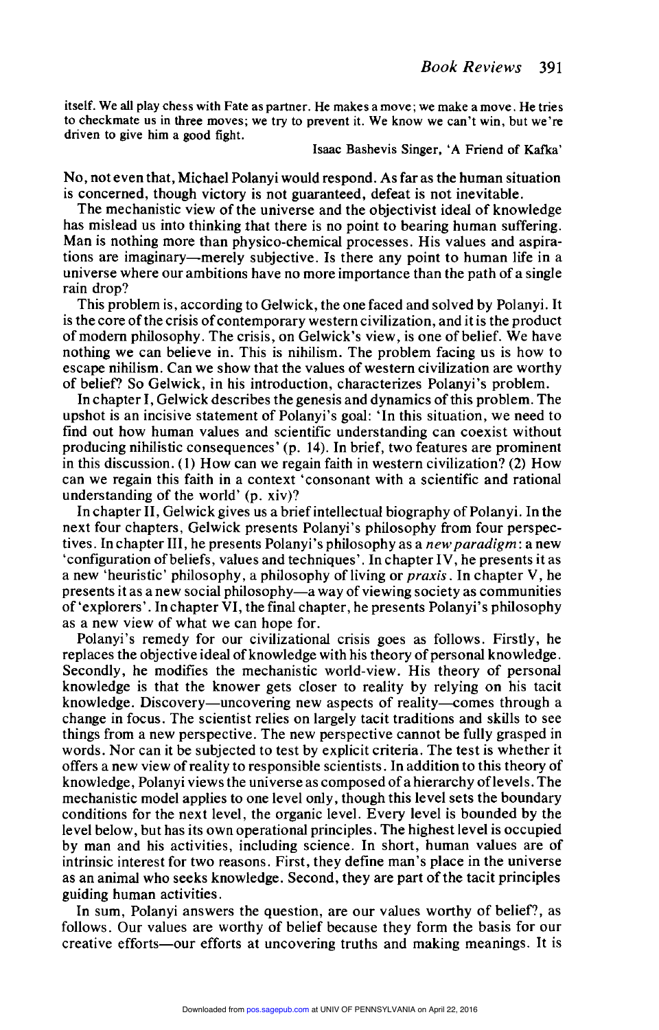itself. We all play chess with Fate as partner. He makes a move; we make a move. He tries to checkmate us in three moves; we try to prevent it. We know we can't win, but we're driven to give him a good fight.

Isaac Bashevis Singer, 'A Friend of Kafka'

No, not even that, Michael Polanyi would respond. As far as the human situation is concerned, though victory is not guaranteed, defeat is not inevitable.

The mechanistic view of the universe and the objectivist ideal of knowledge has mislead us into thinking that there is no point to bearing human suffering. Man is nothing more than physico-chemical processes. His values and aspirations are imaginary—merely subjective. Is there any point to human life in a universe where our ambitions have no more importance than the path of a single rain drop?

This problem is, according to Gelwick, the one faced and solved by Polanyi. It is the core of the crisis of contemporary western civilization, and it is the product of modern philosophy. The crisis, on Gelwick's view, is one of belief. We have nothing we can believe in. This is nihilism. The problem facing us is how to escape nihilism. Can we show that the values of western civilization are worthy of belief? So Gelwick, in his introduction, characterizes Polanyi's problem.

In chapter I, Gelwick describes the genesis and dynamics of this problem. The upshot is an incisive statement of Polanyi's goal: 'In this situation, we need to find out how human values and scientific understanding can coexist without producing nihilistic consequences' (p. 14). In brief, two features are prominent in this discussion. (1) How can we regain faith in western civilization? (2) How can we regain this faith in a context 'consonant with a scientific and rational understanding of the world' (p. xiv)?

In chapter II, Gelwick gives us a brief intellectual biography of Polanyi. In the next four chapters, Gelwick presents Polanyi's philosophy from four perspectives. In chapter III, he presents Polanyi's philosophy as a *new paradigm*: a new 'configuration of beliefs, values and techniques'. In chapter IV, he presents it as a new 'heuristic' philosophy, a philosophy of living or *praxis*. In chapter V, he presents it as a new social philosophy—a way of viewing society as communities of 'explorers'. In chapter VI, the final chapter, he presents Polanyi's philosophy as a new view of what we can hope for.

Polanyi's remedy for our civilizational crisis goes as follows. Firstly, he replaces the objective ideal of knowledge with his theory of personal knowledge. Secondly, he modifies the mechanistic world-view. His theory of personal knowledge is that the knower gets closer to reality by relying on his tacit knowledge. Discovery—uncovering new aspects of reality—comes through a change in focus. The scientist relies on largely tacit traditions and skills to see things from a new perspective. The new perspective cannot be fully grasped in words. Nor can it be subjected to test by explicit criteria. The test is whether it offers a new view of reality to responsible scientists. In addition to this theory of knowledge, Polanyi views the universe as composed of a hierarchy of levels. The mechanistic model applies to one level only, though this level sets the boundary conditions for the next level, the organic level. Every level is bounded by the level below, but has its own operational principles. The highest level is occupied by man and his activities, including science. In short, human values are of intrinsic interest for two reasons. First, they define man's place in the universe as an animal who seeks knowledge. Second, they are part of the tacit principles guiding human activities.

In sum, Polanyi answers the question, are our values worthy of belief?, as follows. Our values are worthy of belief because they form the basis for our creative efforts—our efforts at uncovering truths and making meanings. It is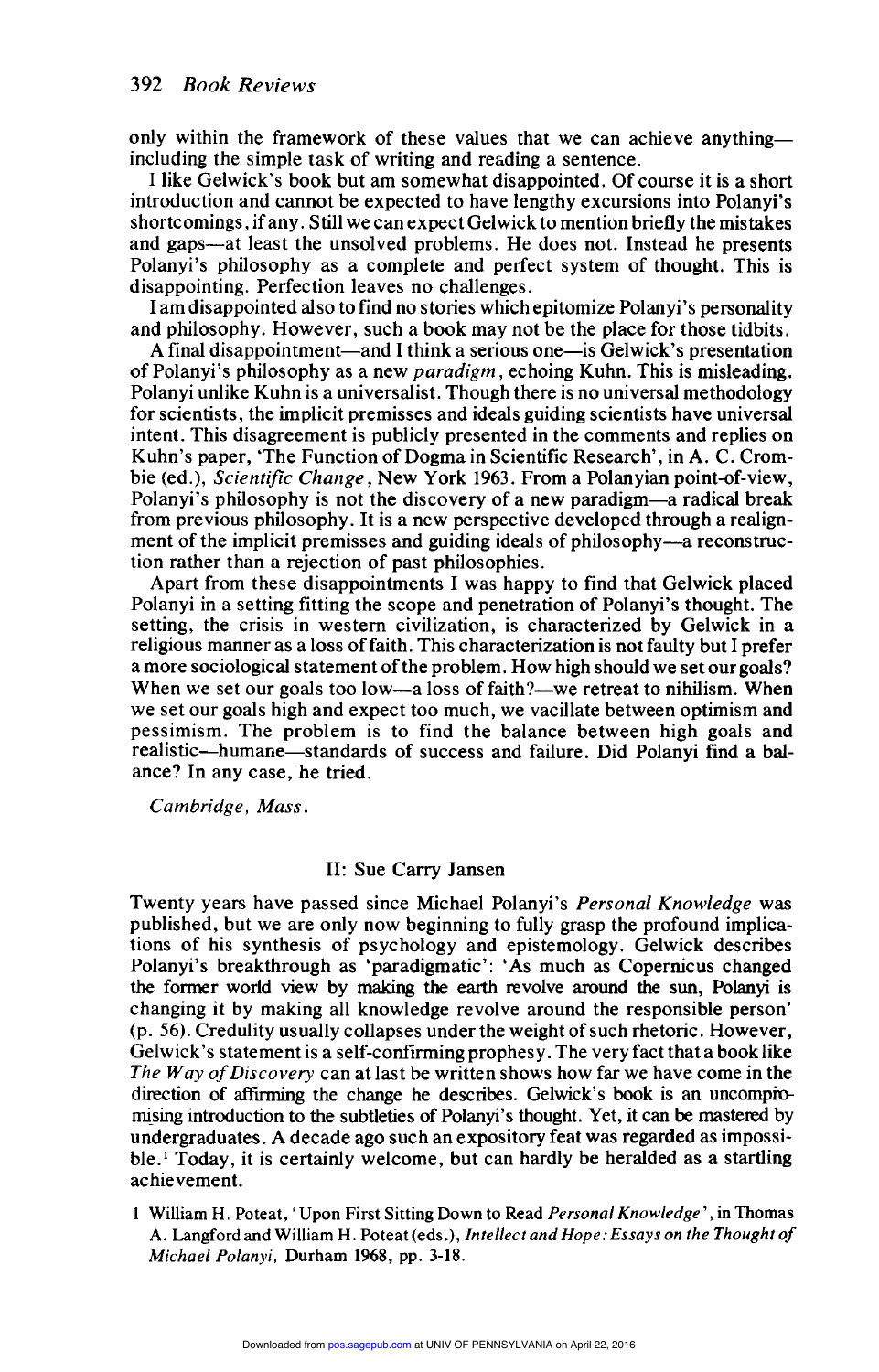only within the framework of these values that we can achieve anything—including the simple task of writing and reading a sentence.

I like Gelwick's book but am somewhat disappointed. Of course it is a short introduction and cannot be expected to have lengthy excursions into Polanyi's shortcomings, if any. Still we can expect Gelwick to mention briefly the mistakes and gaps—at least the unsolved problems. He does not. Instead he presents Polanyi's philosophy as a complete and perfect system of thought. This is disappointing. Perfection leaves no challenges.

I am disappointed also to find no stories which epitomize Polanyi's personality and philosophy. However, such a book may not be the place for those tidbits.

A final disappointment—and I think a serious one—is Gelwick's presentation of Polanyi's philosophy as a new *paradigm*, echoing Kuhn. This is misleading. Polanyi unlike Kuhn is a universalist. Though there is no universal methodology for scientists, the implicit premisses and ideals guiding scientists have universal intent. This disagreement is publicly presented in the comments and replies on Kuhn's paper, 'The Function of Dogma in Scientific Research', in A. C. Crombie (ed.), *Scientific Change*, New York 1963. From a Polanyian point-of-view, Polanyi's philosophy is not the discovery of a new paradigm—a radical break from previous philosophy. It is a new perspective developed through a realignment of the implicit premisses and guiding ideals of philosophy—a reconstruction rather than a rejection of past philosophies.

Apart from these disappointments I was happy to find that Gelwick placed Polanyi in a setting fitting the scope and penetration of Polanyi's thought. The setting, the crisis in western civilization, is characterized by Gelwick in a religious manner as a loss of faith. This characterization is not faulty but I prefer a more sociological statement of the problem. How high should we set our goals? When we set our goals too low—a loss of faith?—we retreat to nihilism. When we set our goals high and expect too much, we vacillate between optimism and pessimism. The problem is to find the balance between high goals and realistic—humane—standards of success and failure. Did Polanyi find a balance? In any case, he tried.

*Cambridge, Mass.*

## II: Sue Carry Jansen

Twenty years have passed since Michael Polanyi's *Personal Knowledge* was published, but we are only now beginning to fully grasp the profound implications of his synthesis of psychology and epistemology. Gelwick describes Polanyi's breakthrough as 'paradigmatic': 'As much as Copernicus changed the former world view by making the earth revolve around the sun, Polanyi is changing it by making all knowledge revolve around the responsible person' (p. 56). Credulity usually collapses under the weight of such rhetoric. However, Gelwick's statement is a self-confirming prophesy. The very fact that a book like *The Way of Discovery* can at last be written shows how far we have come in the direction of affirming the change he describes. Gelwick's book is an uncompromising introduction to the subtleties of Polanyi's thought. Yet, it can be mastered by undergraduates. A decade ago such an expository feat was regarded as impossible.[1] Today, it is certainly welcome, but can hardly be heralded as a startling achievement.

1 William H. Poteat, 'Upon First Sitting Down to Read *Personal Knowledge*', in Thomas A. Langford and William H. Poteat (eds.), *Intellect and Hope: Essays on the Thought of Michael Polanyi*, Durham 1968, pp. 3-18.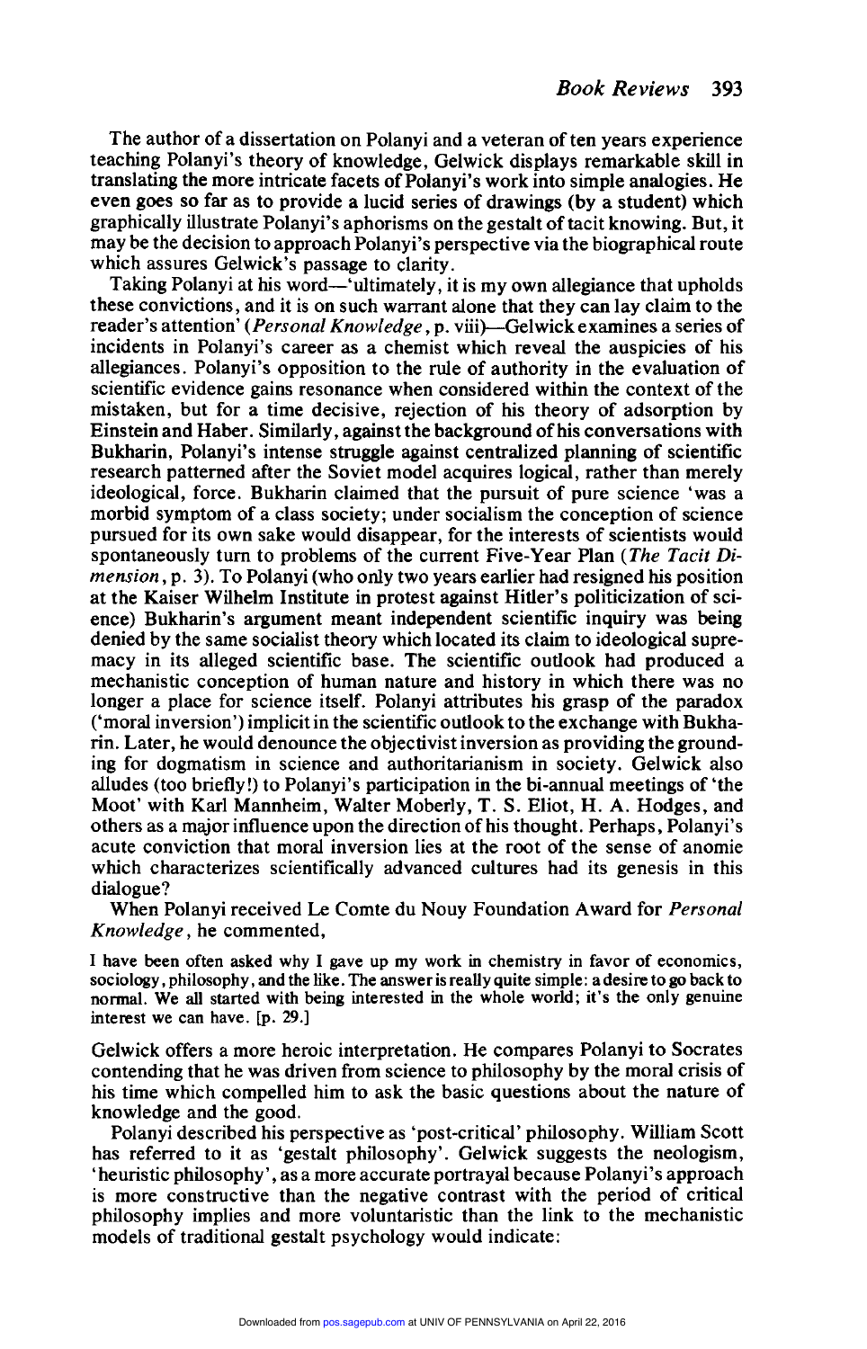The author of a dissertation on Polanyi and a veteran of ten years experience teaching Polanyi's theory of knowledge, Gelwick displays remarkable skill in translating the more intricate facets of Polanyi's work into simple analogies. He even goes so far as to provide a lucid series of drawings (by a student) which graphically illustrate Polanyi's aphorisms on the gestalt of tacit knowing. But, it may be the decision to approach Polanyi's perspective via the biographical route which assures Gelwick's passage to clarity.

Taking Polanyi at his word—'ultimately, it is my own allegiance that upholds these convictions, and it is on such warrant alone that they can lay claim to the reader's attention' (*Personal Knowledge*, p. viii)—Gelwick examines a series of incidents in Polanyi's career as a chemist which reveal the auspicies of his allegiances. Polanyi's opposition to the rule of authority in the evaluation of scientific evidence gains resonance when considered within the context of the mistaken, but for a time decisive, rejection of his theory of adsorption by Einstein and Haber. Similarly, against the background of his conversations with Bukharin, Polanyi's intense struggle against centralized planning of scientific research patterned after the Soviet model acquires logical, rather than merely ideological, force. Bukharin claimed that the pursuit of pure science 'was a morbid symptom of a class society; under socialism the conception of science pursued for its own sake would disappear, for the interests of scientists would spontaneously turn to problems of the current Five-Year Plan (*The Tacit Dimension*, p. 3). To Polanyi (who only two years earlier had resigned his position at the Kaiser Wilhelm Institute in protest against Hitler's politicization of science) Bukharin's argument meant independent scientific inquiry was being denied by the same socialist theory which located its claim to ideological supremacy in its alleged scientific base. The scientific outlook had produced a mechanistic conception of human nature and history in which there was no longer a place for science itself. Polanyi attributes his grasp of the paradox ('moral inversion') implicit in the scientific outlook to the exchange with Bukharin. Later, he would denounce the objectivist inversion as providing the grounding for dogmatism in science and authoritarianism in society. Gelwick also alludes (too briefly!) to Polanyi's participation in the bi-annual meetings of 'the Moot' with Karl Mannheim, Walter Moberly, T. S. Eliot, H. A. Hodges, and others as a major influence upon the direction of his thought. Perhaps, Polanyi's acute conviction that moral inversion lies at the root of the sense of anomie which characterizes scientifically advanced cultures had its genesis in this dialogue?

When Polanyi received Le Comte du Nouy Foundation Award for *Personal Knowledge*, he commented,

> I have been often asked why I gave up my work in chemistry in favor of economics, sociology, philosophy, and the like. The answer is really quite simple: a desire to go back to normal. We all started with being interested in the whole world; it's the only genuine interest we can have. [p. 29.]

Gelwick offers a more heroic interpretation. He compares Polanyi to Socrates contending that he was driven from science to philosophy by the moral crisis of his time which compelled him to ask the basic questions about the nature of knowledge and the good.

Polanyi described his perspective as 'post-critical' philosophy. William Scott has referred to it as 'gestalt philosophy'. Gelwick suggests the neologism, 'heuristic philosophy', as a more accurate portrayal because Polanyi's approach is more constructive than the negative contrast with the period of critical philosophy implies and more voluntaristic than the link to the mechanistic models of traditional gestalt psychology would indicate: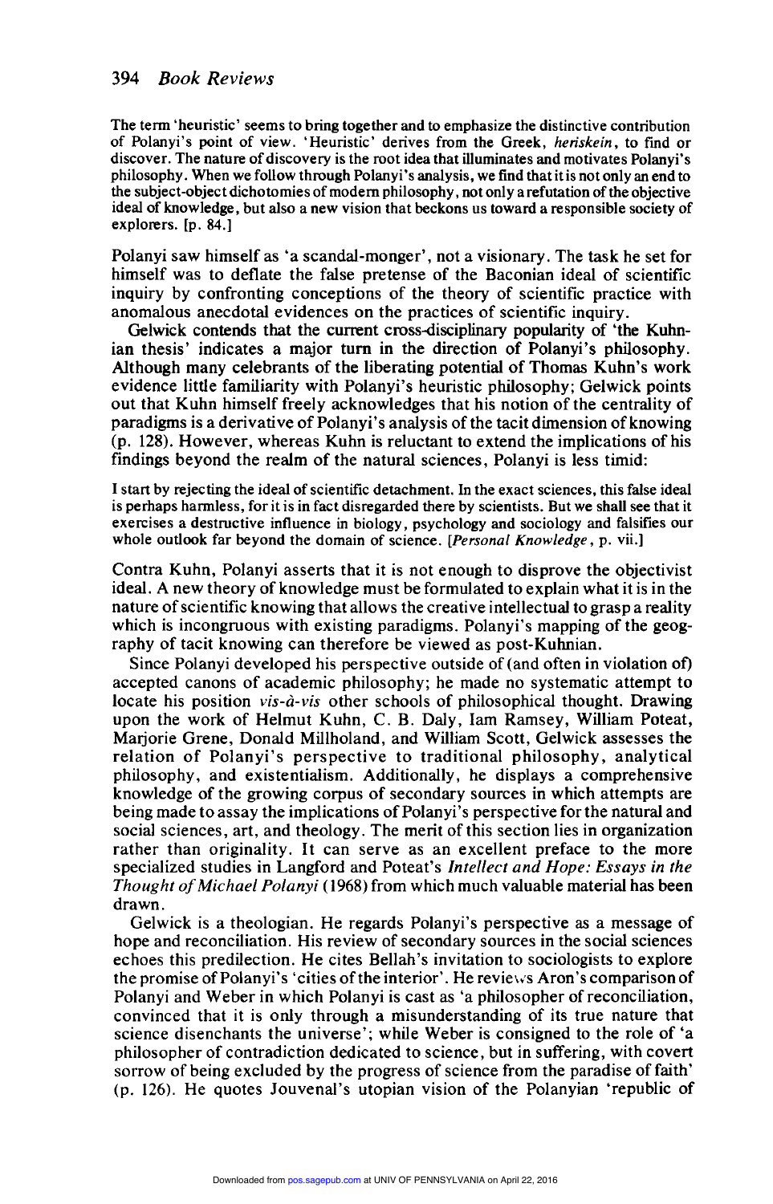> The term 'heuristic' seems to bring together and to emphasize the distinctive contribution of Polanyi's point of view. 'Heuristic' derives from the Greek, *heriskein*, to find or discover. The nature of discovery is the root idea that illuminates and motivates Polanyi's philosophy. When we follow through Polanyi's analysis, we find that it is not only an end to the subject-object dichotomies of modern philosophy, not only a refutation of the objective ideal of knowledge, but also a new vision that beckons us toward a responsible society of explorers. [p. 84.]

Polanyi saw himself as 'a scandal-monger', not a visionary. The task he set for himself was to deflate the false pretense of the Baconian ideal of scientific inquiry by confronting conceptions of the theory of scientific practice with anomalous anecdotal evidences on the practices of scientific inquiry.

Gelwick contends that the current cross-disciplinary popularity of 'the Kuhnian thesis' indicates a major turn in the direction of Polanyi's philosophy. Although many celebrants of the liberating potential of Thomas Kuhn's work evidence little familiarity with Polanyi's heuristic philosophy; Gelwick points out that Kuhn himself freely acknowledges that his notion of the centrality of paradigms is a derivative of Polanyi's analysis of the tacit dimension of knowing (p. 128). However, whereas Kuhn is reluctant to extend the implications of his findings beyond the realm of the natural sciences, Polanyi is less timid:

> I start by rejecting the ideal of scientific detachment. In the exact sciences, this false ideal is perhaps harmless, for it is in fact disregarded there by scientists. But we shall see that it exercises a destructive influence in biology, psychology and sociology and falsifies our whole outlook far beyond the domain of science. [*Personal Knowledge*, p. vii.]

Contra Kuhn, Polanyi asserts that it is not enough to disprove the objectivist ideal. A new theory of knowledge must be formulated to explain what it is in the nature of scientific knowing that allows the creative intellectual to grasp a reality which is incongruous with existing paradigms. Polanyi's mapping of the geography of tacit knowing can therefore be viewed as post-Kuhnian.

Since Polanyi developed his perspective outside of (and often in violation of) accepted canons of academic philosophy; he made no systematic attempt to locate his position *vis-à-vis* other schools of philosophical thought. Drawing upon the work of Helmut Kuhn, C. B. Daly, Iam Ramsey, William Poteat, Marjorie Grene, Donald Millholand, and William Scott, Gelwick assesses the relation of Polanyi's perspective to traditional philosophy, analytical philosophy, and existentialism. Additionally, he displays a comprehensive knowledge of the growing corpus of secondary sources in which attempts are being made to assay the implications of Polanyi's perspective for the natural and social sciences, art, and theology. The merit of this section lies in organization rather than originality. It can serve as an excellent preface to the more specialized studies in Langford and Poteat's *Intellect and Hope: Essays in the Thought of Michael Polanyi* (1968) from which much valuable material has been drawn.

Gelwick is a theologian. He regards Polanyi's perspective as a message of hope and reconciliation. His review of secondary sources in the social sciences echoes this predilection. He cites Bellah's invitation to sociologists to explore the promise of Polanyi's 'cities of the interior'. He reviews Aron's comparison of Polanyi and Weber in which Polanyi is cast as 'a philosopher of reconciliation, convinced that it is only through a misunderstanding of its true nature that science disenchants the universe'; while Weber is consigned to the role of 'a philosopher of contradiction dedicated to science, but in suffering, with covert sorrow of being excluded by the progress of science from the paradise of faith' (p. 126). He quotes Jouvenal's utopian vision of the Polanyian 'republic of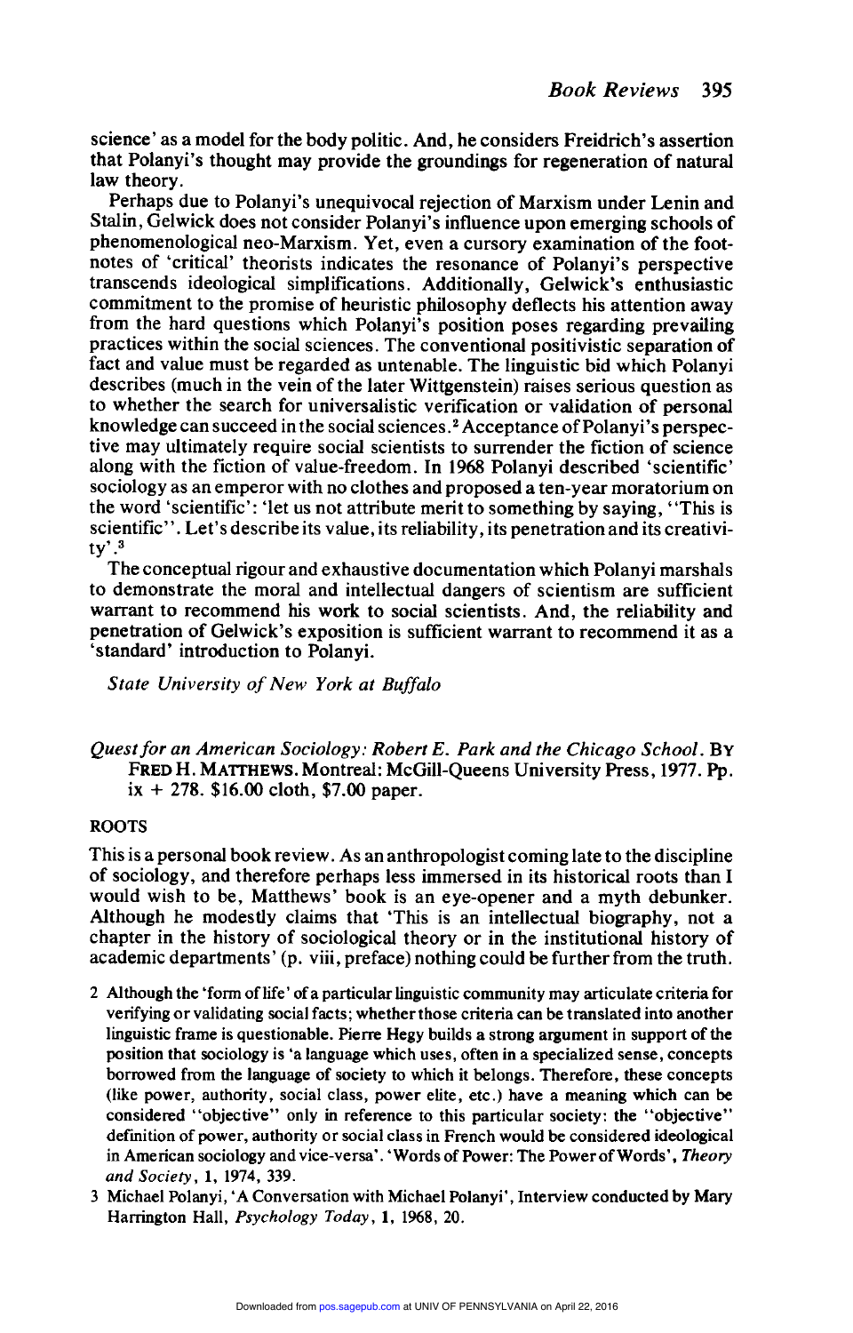science' as a model for the body politic. And, he considers Freidrich's assertion that Polanyi's thought may provide the groundings for regeneration of natural law theory.

Perhaps due to Polanyi's unequivocal rejection of Marxism under Lenin and Stalin, Gelwick does not consider Polanyi's influence upon emerging schools of phenomenological neo-Marxism. Yet, even a cursory examination of the footnotes of 'critical' theorists indicates the resonance of Polanyi's perspective transcends ideological simplifications. Additionally, Gelwick's enthusiastic commitment to the promise of heuristic philosophy deflects his attention away from the hard questions which Polanyi's position poses regarding prevailing practices within the social sciences. The conventional positivistic separation of fact and value must be regarded as untenable. The linguistic bid which Polanyi describes (much in the vein of the later Wittgenstein) raises serious question as to whether the search for universalistic verification or validation of personal knowledge can succeed in the social sciences.[2] Acceptance of Polanyi's perspective may ultimately require social scientists to surrender the fiction of science along with the fiction of value-freedom. In 1968 Polanyi described 'scientific' sociology as an emperor with no clothes and proposed a ten-year moratorium on the word 'scientific': 'let us not attribute merit to something by saying, "This is scientific". Let's describe its value, its reliability, its penetration and its creativity'.[3]

The conceptual rigour and exhaustive documentation which Polanyi marshals to demonstrate the moral and intellectual dangers of scientism are sufficient warrant to recommend his work to social scientists. And, the reliability and penetration of Gelwick's exposition is sufficient warrant to recommend it as a 'standard' introduction to Polanyi.

*State University of New York at Buffalo*

*Quest for an American Sociology: Robert E. Park and the Chicago School*. By FRED H. MATTHEWS. Montreal: McGill-Queens University Press, 1977. Pp. ix + 278. $16.00 cloth, $7.00 paper.

ROOTS

This is a personal book review. As an anthropologist coming late to the discipline of sociology, and therefore perhaps less immersed in its historical roots than I would wish to be, Matthews' book is an eye-opener and a myth debunker. Although he modestly claims that 'This is an intellectual biography, not a chapter in the history of sociological theory or in the institutional history of academic departments' (p. viii, preface) nothing could be further from the truth.

2 Although the 'form of life' of a particular linguistic community may articulate criteria for verifying or validating social facts; whether those criteria can be translated into another linguistic frame is questionable. Pierre Hegy builds a strong argument in support of the position that sociology is 'a language which uses, often in a specialized sense, concepts borrowed from the language of society to which it belongs. Therefore, these concepts (like power, authority, social class, power elite, etc.) have a meaning which can be considered "objective" only in reference to this particular society: the "objective" definition of power, authority or social class in French would be considered ideological in American sociology and vice-versa'. 'Words of Power: The Power of Words', *Theory and Society*, 1, 1974, 339.

3 Michael Polanyi, 'A Conversation with Michael Polanyi', Interview conducted by Mary Harrington Hall, *Psychology Today*, 1, 1968, 20.